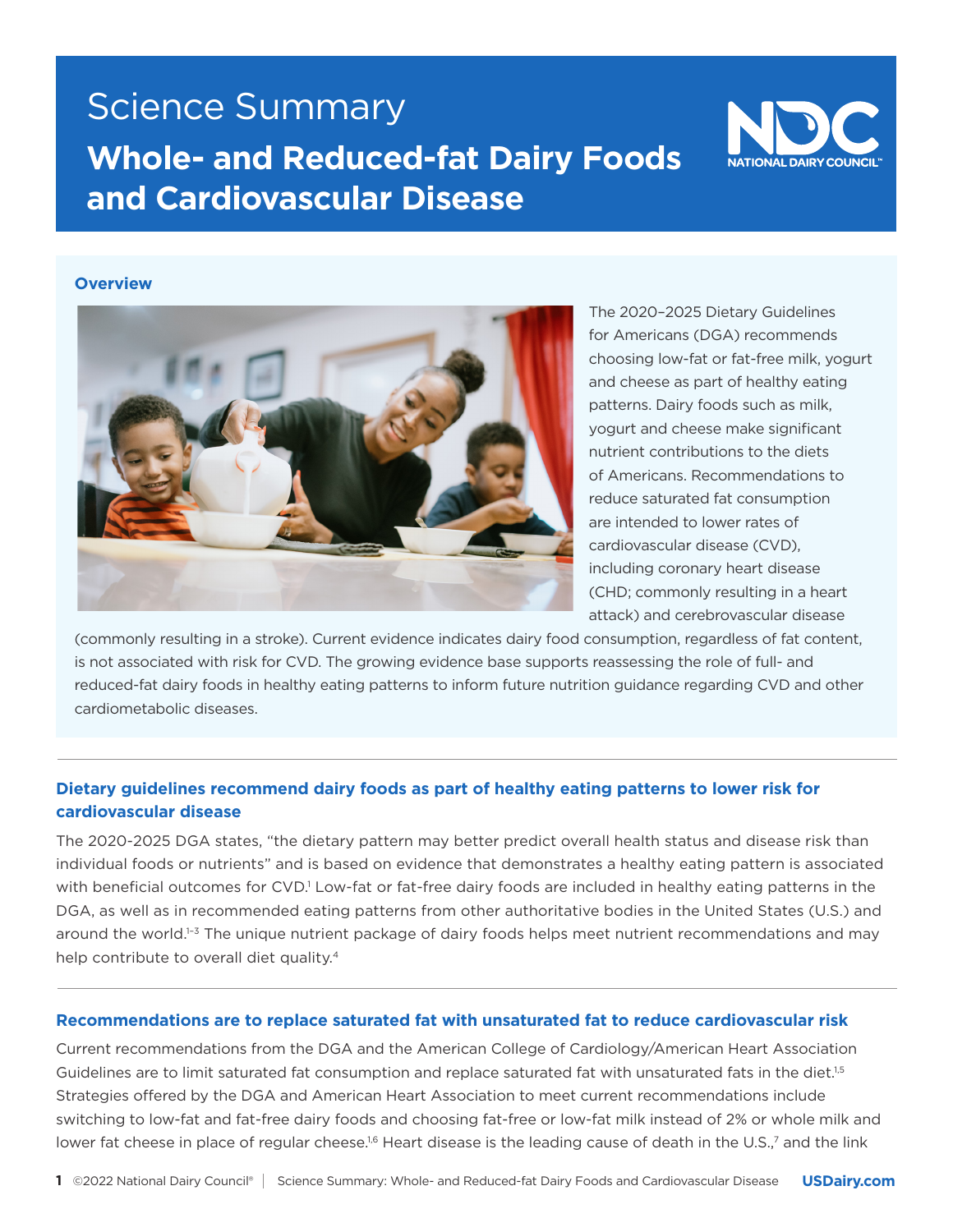Science Summary

# Whole- and Reduced-fat Dairy Foods and Cardiovascular Disease

NATIONAL DAIRY COUNCIL

## Overview

The 2020–2025 Dietary Guidelines for Americans (DGA) recommends choosing low-fat or fat-free milk, yogurt and cheese as part of healthy eating patterns. Dairy foods such as milk, yogurt and cheese make significant nutrient contributions to the diets of Americans. Recommendations to reduce saturated fat consumption are intended to lower rates of cardiovascular disease (CVD), including coronary heart disease (CHD; commonly resulting in a heart attack) and cerebrovascular disease (commonly resulting in a stroke). Current evidence indicates dairy food consumption, regardless of fat content, is not associated with risk for CVD. The growing evidence base supports reassessing the role of full- and reduced-fat dairy foods in healthy eating patterns to inform future nutrition guidance regarding CVD and other cardiometabolic diseases.

## Dietary guidelines recommend dairy foods as part of healthy eating patterns to lower risk for cardiovascular disease

The 2020-2025 DGA states, "the dietary pattern may better predict overall health status and disease risk than individual foods or nutrients" and is based on evidence that demonstrates a healthy eating pattern is associated with beneficial outcomes for CVD.[1] Low-fat or fat-free dairy foods are included in healthy eating patterns in the DGA, as well as in recommended eating patterns from other authoritative bodies in the United States (U.S.) and around the world.[1–3] The unique nutrient package of dairy foods helps meet nutrient recommendations and may help contribute to overall diet quality.[4]

## Recommendations are to replace saturated fat with unsaturated fat to reduce cardiovascular risk

Current recommendations from the DGA and the American College of Cardiology/American Heart Association Guidelines are to limit saturated fat consumption and replace saturated fat with unsaturated fats in the diet.[1,5] Strategies offered by the DGA and American Heart Association to meet current recommendations include switching to low-fat and fat-free dairy foods and choosing fat-free or low-fat milk instead of 2% or whole milk and lower fat cheese in place of regular cheese.[1,6] Heart disease is the leading cause of death in the U.S.,[7] and the link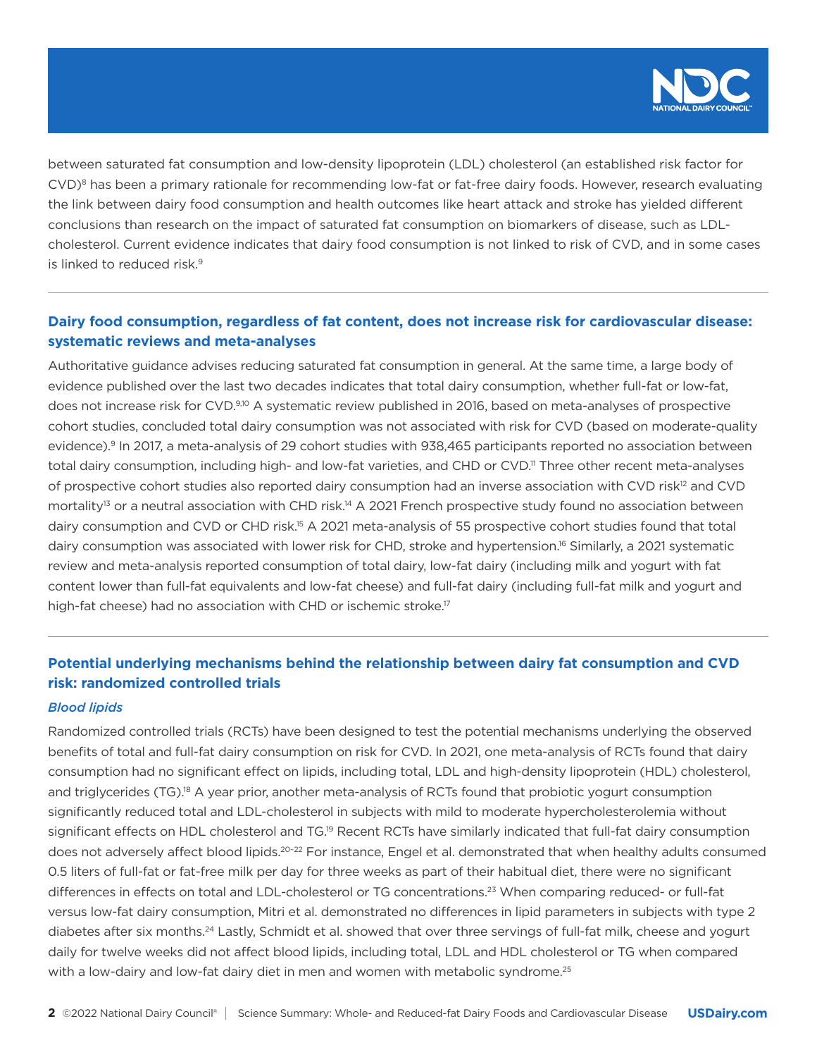between saturated fat consumption and low-density lipoprotein (LDL) cholesterol (an established risk factor for CVD)[8] has been a primary rationale for recommending low-fat or fat-free dairy foods. However, research evaluating the link between dairy food consumption and health outcomes like heart attack and stroke has yielded different conclusions than research on the impact of saturated fat consumption on biomarkers of disease, such as LDL-cholesterol. Current evidence indicates that dairy food consumption is not linked to risk of CVD, and in some cases is linked to reduced risk.[9]

## Dairy food consumption, regardless of fat content, does not increase risk for cardiovascular disease: systematic reviews and meta-analyses

Authoritative guidance advises reducing saturated fat consumption in general. At the same time, a large body of evidence published over the last two decades indicates that total dairy consumption, whether full-fat or low-fat, does not increase risk for CVD.[9,10] A systematic review published in 2016, based on meta-analyses of prospective cohort studies, concluded total dairy consumption was not associated with risk for CVD (based on moderate-quality evidence).[9] In 2017, a meta-analysis of 29 cohort studies with 938,465 participants reported no association between total dairy consumption, including high- and low-fat varieties, and CHD or CVD.[11] Three other recent meta-analyses of prospective cohort studies also reported dairy consumption had an inverse association with CVD risk[12] and CVD mortality[13] or a neutral association with CHD risk.[14] A 2021 French prospective study found no association between dairy consumption and CVD or CHD risk.[15] A 2021 meta-analysis of 55 prospective cohort studies found that total dairy consumption was associated with lower risk for CHD, stroke and hypertension.[16] Similarly, a 2021 systematic review and meta-analysis reported consumption of total dairy, low-fat dairy (including milk and yogurt with fat content lower than full-fat equivalents and low-fat cheese) and full-fat dairy (including full-fat milk and yogurt and high-fat cheese) had no association with CHD or ischemic stroke.[17]

## Potential underlying mechanisms behind the relationship between dairy fat consumption and CVD risk: randomized controlled trials

### *Blood lipids*

Randomized controlled trials (RCTs) have been designed to test the potential mechanisms underlying the observed benefits of total and full-fat dairy consumption on risk for CVD. In 2021, one meta-analysis of RCTs found that dairy consumption had no significant effect on lipids, including total, LDL and high-density lipoprotein (HDL) cholesterol, and triglycerides (TG).[18] A year prior, another meta-analysis of RCTs found that probiotic yogurt consumption significantly reduced total and LDL-cholesterol in subjects with mild to moderate hypercholesterolemia without significant effects on HDL cholesterol and TG.[19] Recent RCTs have similarly indicated that full-fat dairy consumption does not adversely affect blood lipids.[20–22] For instance, Engel et al. demonstrated that when healthy adults consumed 0.5 liters of full-fat or fat-free milk per day for three weeks as part of their habitual diet, there were no significant differences in effects on total and LDL-cholesterol or TG concentrations.[23] When comparing reduced- or full-fat versus low-fat dairy consumption, Mitri et al. demonstrated no differences in lipid parameters in subjects with type 2 diabetes after six months.[24] Lastly, Schmidt et al. showed that over three servings of full-fat milk, cheese and yogurt daily for twelve weeks did not affect blood lipids, including total, LDL and HDL cholesterol or TG when compared with a low-dairy and low-fat dairy diet in men and women with metabolic syndrome.[25]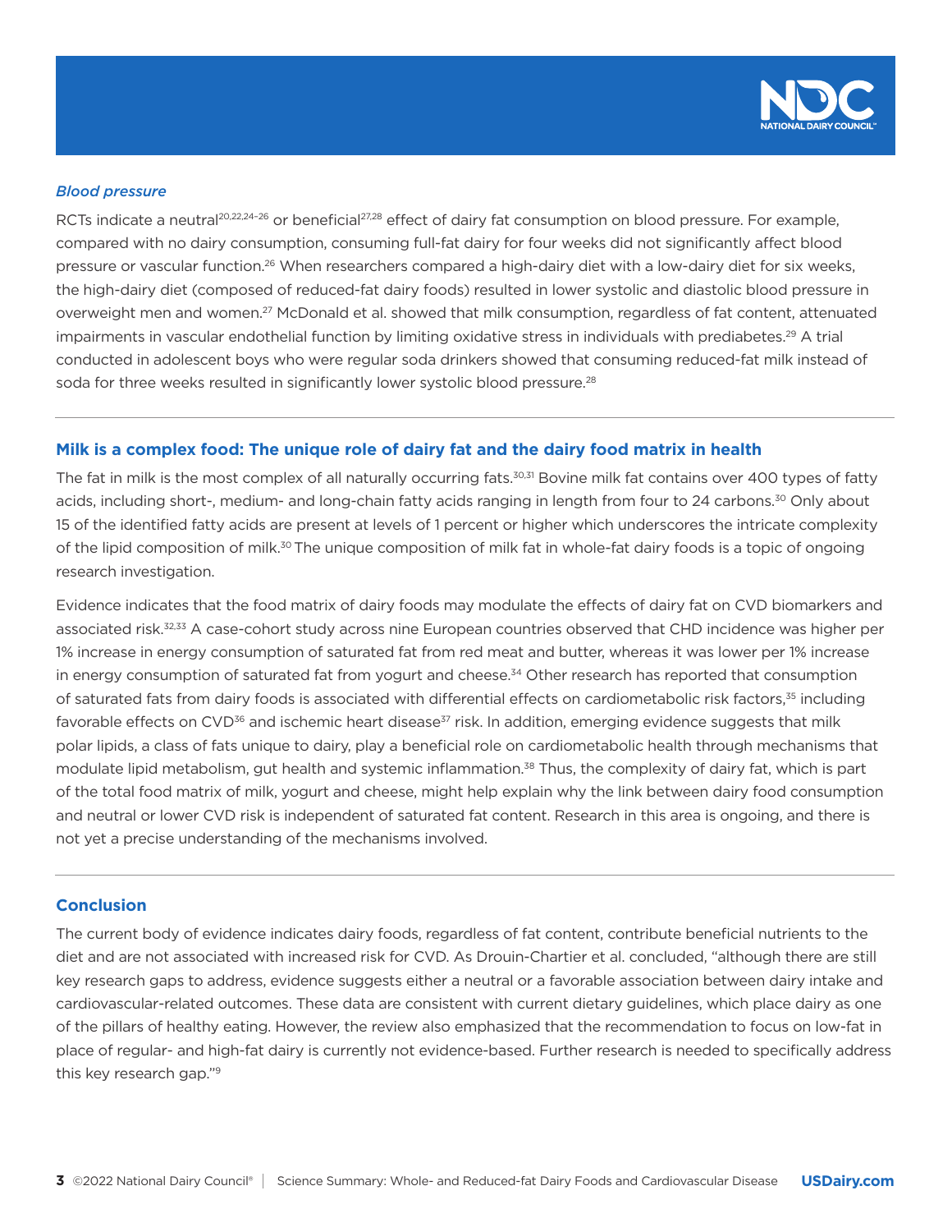### *Blood pressure*

RCTs indicate a neutral[20,22,24–26] or beneficial[27,28] effect of dairy fat consumption on blood pressure. For example, compared with no dairy consumption, consuming full-fat dairy for four weeks did not significantly affect blood pressure or vascular function.[26] When researchers compared a high-dairy diet with a low-dairy diet for six weeks, the high-dairy diet (composed of reduced-fat dairy foods) resulted in lower systolic and diastolic blood pressure in overweight men and women.[27] McDonald et al. showed that milk consumption, regardless of fat content, attenuated impairments in vascular endothelial function by limiting oxidative stress in individuals with prediabetes.[29] A trial conducted in adolescent boys who were regular soda drinkers showed that consuming reduced-fat milk instead of soda for three weeks resulted in significantly lower systolic blood pressure.[28]

## Milk is a complex food: The unique role of dairy fat and the dairy food matrix in health

The fat in milk is the most complex of all naturally occurring fats.[30,31] Bovine milk fat contains over 400 types of fatty acids, including short-, medium- and long-chain fatty acids ranging in length from four to 24 carbons.[30] Only about 15 of the identified fatty acids are present at levels of 1 percent or higher which underscores the intricate complexity of the lipid composition of milk.[30] The unique composition of milk fat in whole-fat dairy foods is a topic of ongoing research investigation.

Evidence indicates that the food matrix of dairy foods may modulate the effects of dairy fat on CVD biomarkers and associated risk.[32,33] A case-cohort study across nine European countries observed that CHD incidence was higher per 1% increase in energy consumption of saturated fat from red meat and butter, whereas it was lower per 1% increase in energy consumption of saturated fat from yogurt and cheese.[34] Other research has reported that consumption of saturated fats from dairy foods is associated with differential effects on cardiometabolic risk factors,[35] including favorable effects on CVD[36] and ischemic heart disease[37] risk. In addition, emerging evidence suggests that milk polar lipids, a class of fats unique to dairy, play a beneficial role on cardiometabolic health through mechanisms that modulate lipid metabolism, gut health and systemic inflammation.[38] Thus, the complexity of dairy fat, which is part of the total food matrix of milk, yogurt and cheese, might help explain why the link between dairy food consumption and neutral or lower CVD risk is independent of saturated fat content. Research in this area is ongoing, and there is not yet a precise understanding of the mechanisms involved.

## Conclusion

The current body of evidence indicates dairy foods, regardless of fat content, contribute beneficial nutrients to the diet and are not associated with increased risk for CVD. As Drouin-Chartier et al. concluded, "although there are still key research gaps to address, evidence suggests either a neutral or a favorable association between dairy intake and cardiovascular-related outcomes. These data are consistent with current dietary guidelines, which place dairy as one of the pillars of healthy eating. However, the review also emphasized that the recommendation to focus on low-fat in place of regular- and high-fat dairy is currently not evidence-based. Further research is needed to specifically address this key research gap."[9]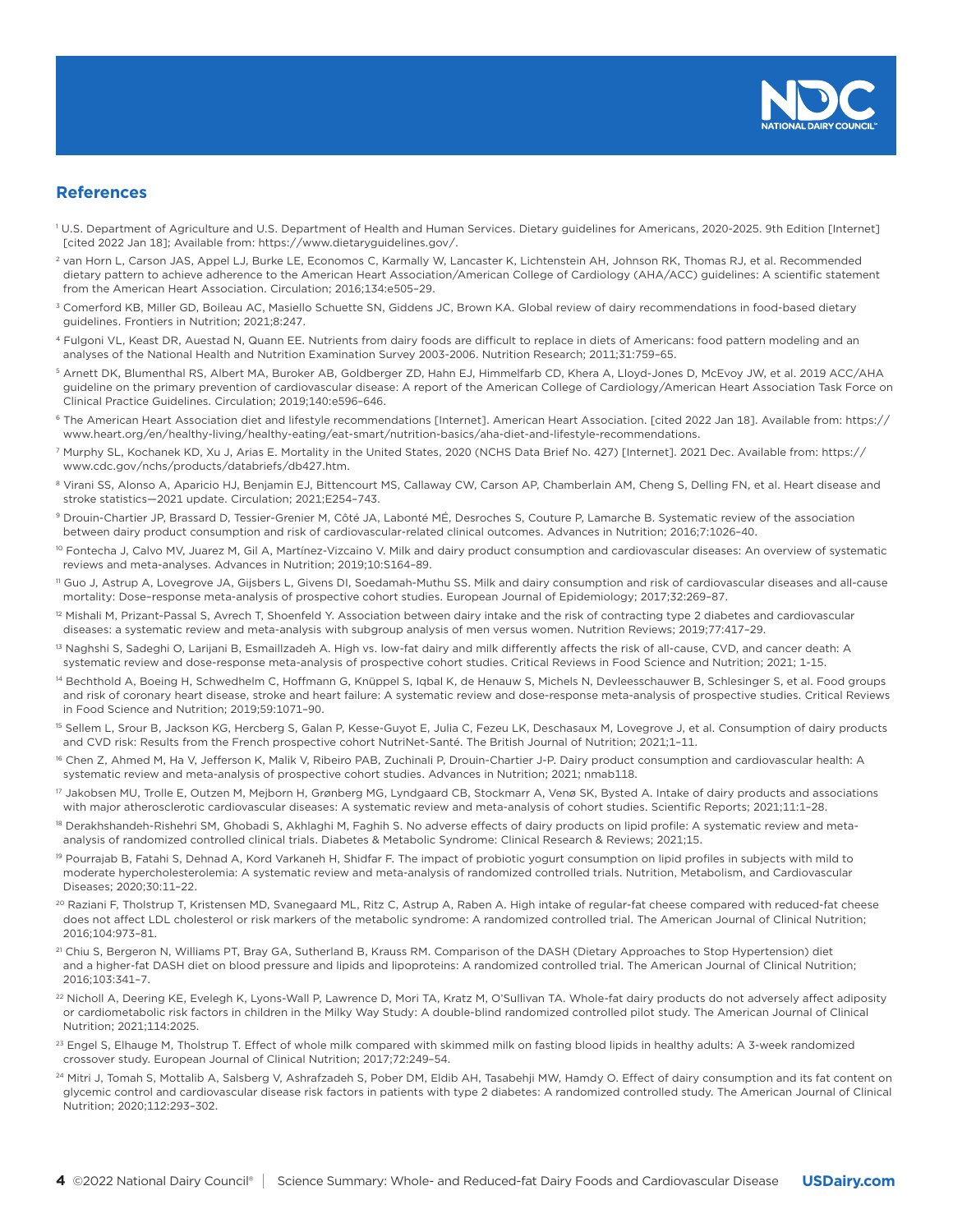## References

[1] U.S. Department of Agriculture and U.S. Department of Health and Human Services. Dietary guidelines for Americans, 2020-2025. 9th Edition [Internet] [cited 2022 Jan 18]; Available from: https://www.dietaryguidelines.gov/.

[2] van Horn L, Carson JAS, Appel LJ, Burke LE, Economos C, Karmally W, Lancaster K, Lichtenstein AH, Johnson RK, Thomas RJ, et al. Recommended dietary pattern to achieve adherence to the American Heart Association/American College of Cardiology (AHA/ACC) guidelines: A scientific statement from the American Heart Association. Circulation; 2016;134:e505–29.

[3] Comerford KB, Miller GD, Boileau AC, Masiello Schuette SN, Giddens JC, Brown KA. Global review of dairy recommendations in food-based dietary guidelines. Frontiers in Nutrition; 2021;8:247.

[4] Fulgoni VL, Keast DR, Auestad N, Quann EE. Nutrients from dairy foods are difficult to replace in diets of Americans: food pattern modeling and an analyses of the National Health and Nutrition Examination Survey 2003-2006. Nutrition Research; 2011;31:759–65.

[5] Arnett DK, Blumenthal RS, Albert MA, Buroker AB, Goldberger ZD, Hahn EJ, Himmelfarb CD, Khera A, Lloyd-Jones D, McEvoy JW, et al. 2019 ACC/AHA guideline on the primary prevention of cardiovascular disease: A report of the American College of Cardiology/American Heart Association Task Force on Clinical Practice Guidelines. Circulation; 2019;140:e596–646.

[6] The American Heart Association diet and lifestyle recommendations [Internet]. American Heart Association. [cited 2022 Jan 18]. Available from: https://www.heart.org/en/healthy-living/healthy-eating/eat-smart/nutrition-basics/aha-diet-and-lifestyle-recommendations.

[7] Murphy SL, Kochanek KD, Xu J, Arias E. Mortality in the United States, 2020 (NCHS Data Brief No. 427) [Internet]. 2021 Dec. Available from: https://www.cdc.gov/nchs/products/databriefs/db427.htm.

[8] Virani SS, Alonso A, Aparicio HJ, Benjamin EJ, Bittencourt MS, Callaway CW, Carson AP, Chamberlain AM, Cheng S, Delling FN, et al. Heart disease and stroke statistics—2021 update. Circulation; 2021;E254–743.

[9] Drouin-Chartier JP, Brassard D, Tessier-Grenier M, Côté JA, Labonté MÉ, Desroches S, Couture P, Lamarche B. Systematic review of the association between dairy product consumption and risk of cardiovascular-related clinical outcomes. Advances in Nutrition; 2016;7:1026–40.

[10] Fontecha J, Calvo MV, Juarez M, Gil A, Martínez-Vizcaino V. Milk and dairy product consumption and cardiovascular diseases: An overview of systematic reviews and meta-analyses. Advances in Nutrition; 2019;10:S164–89.

[11] Guo J, Astrup A, Lovegrove JA, Gijsbers L, Givens DI, Soedamah-Muthu SS. Milk and dairy consumption and risk of cardiovascular diseases and all-cause mortality: Dose–response meta-analysis of prospective cohort studies. European Journal of Epidemiology; 2017;32:269–87.

[12] Mishali M, Prizant-Passal S, Avrech T, Shoenfeld Y. Association between dairy intake and the risk of contracting type 2 diabetes and cardiovascular diseases: a systematic review and meta-analysis with subgroup analysis of men versus women. Nutrition Reviews; 2019;77:417–29.

[13] Naghshi S, Sadeghi O, Larijani B, Esmaillzadeh A. High vs. low-fat dairy and milk differently affects the risk of all-cause, CVD, and cancer death: A systematic review and dose-response meta-analysis of prospective cohort studies. Critical Reviews in Food Science and Nutrition; 2021; 1-15.

[14] Bechthold A, Boeing H, Schwedhelm C, Hoffmann G, Knüppel S, Iqbal K, de Henauw S, Michels N, Devleesschauwer B, Schlesinger S, et al. Food groups and risk of coronary heart disease, stroke and heart failure: A systematic review and dose-response meta-analysis of prospective studies. Critical Reviews in Food Science and Nutrition; 2019;59:1071–90.

[15] Sellem L, Srour B, Jackson KG, Hercberg S, Galan P, Kesse-Guyot E, Julia C, Fezeu LK, Deschasaux M, Lovegrove J, et al. Consumption of dairy products and CVD risk: Results from the French prospective cohort NutriNet-Santé. The British Journal of Nutrition; 2021;1–11.

[16] Chen Z, Ahmed M, Ha V, Jefferson K, Malik V, Ribeiro PAB, Zuchinali P, Drouin-Chartier J-P. Dairy product consumption and cardiovascular health: A systematic review and meta-analysis of prospective cohort studies. Advances in Nutrition; 2021; nmab118.

[17] Jakobsen MU, Trolle E, Outzen M, Mejborn H, Grønberg MG, Lyndgaard CB, Stockmarr A, Venø SK, Bysted A. Intake of dairy products and associations with major atherosclerotic cardiovascular diseases: A systematic review and meta-analysis of cohort studies. Scientific Reports; 2021;11:1–28.

[18] Derakhshandeh-Rishehri SM, Ghobadi S, Akhlaghi M, Faghih S. No adverse effects of dairy products on lipid profile: A systematic review and meta-analysis of randomized controlled clinical trials. Diabetes & Metabolic Syndrome: Clinical Research & Reviews; 2021;15.

[19] Pourrajab B, Fatahi S, Dehnad A, Kord Varkaneh H, Shidfar F. The impact of probiotic yogurt consumption on lipid profiles in subjects with mild to moderate hypercholesterolemia: A systematic review and meta-analysis of randomized controlled trials. Nutrition, Metabolism, and Cardiovascular Diseases; 2020;30:11–22.

[20] Raziani F, Tholstrup T, Kristensen MD, Svanegaard ML, Ritz C, Astrup A, Raben A. High intake of regular-fat cheese compared with reduced-fat cheese does not affect LDL cholesterol or risk markers of the metabolic syndrome: A randomized controlled trial. The American Journal of Clinical Nutrition; 2016;104:973–81.

[21] Chiu S, Bergeron N, Williams PT, Bray GA, Sutherland B, Krauss RM. Comparison of the DASH (Dietary Approaches to Stop Hypertension) diet and a higher-fat DASH diet on blood pressure and lipids and lipoproteins: A randomized controlled trial. The American Journal of Clinical Nutrition; 2016;103:341–7.

[22] Nicholl A, Deering KE, Evelegh K, Lyons-Wall P, Lawrence D, Mori TA, Kratz M, O'Sullivan TA. Whole-fat dairy products do not adversely affect adiposity or cardiometabolic risk factors in children in the Milky Way Study: A double-blind randomized controlled pilot study. The American Journal of Clinical Nutrition; 2021;114:2025.

[23] Engel S, Elhauge M, Tholstrup T. Effect of whole milk compared with skimmed milk on fasting blood lipids in healthy adults: A 3-week randomized crossover study. European Journal of Clinical Nutrition; 2017;72:249–54.

[24] Mitri J, Tomah S, Mottalib A, Salsberg V, Ashrafzadeh S, Pober DM, Eldib AH, Tasabehji MW, Hamdy O. Effect of dairy consumption and its fat content on glycemic control and cardiovascular disease risk factors in patients with type 2 diabetes: A randomized controlled study. The American Journal of Clinical Nutrition; 2020;112:293–302.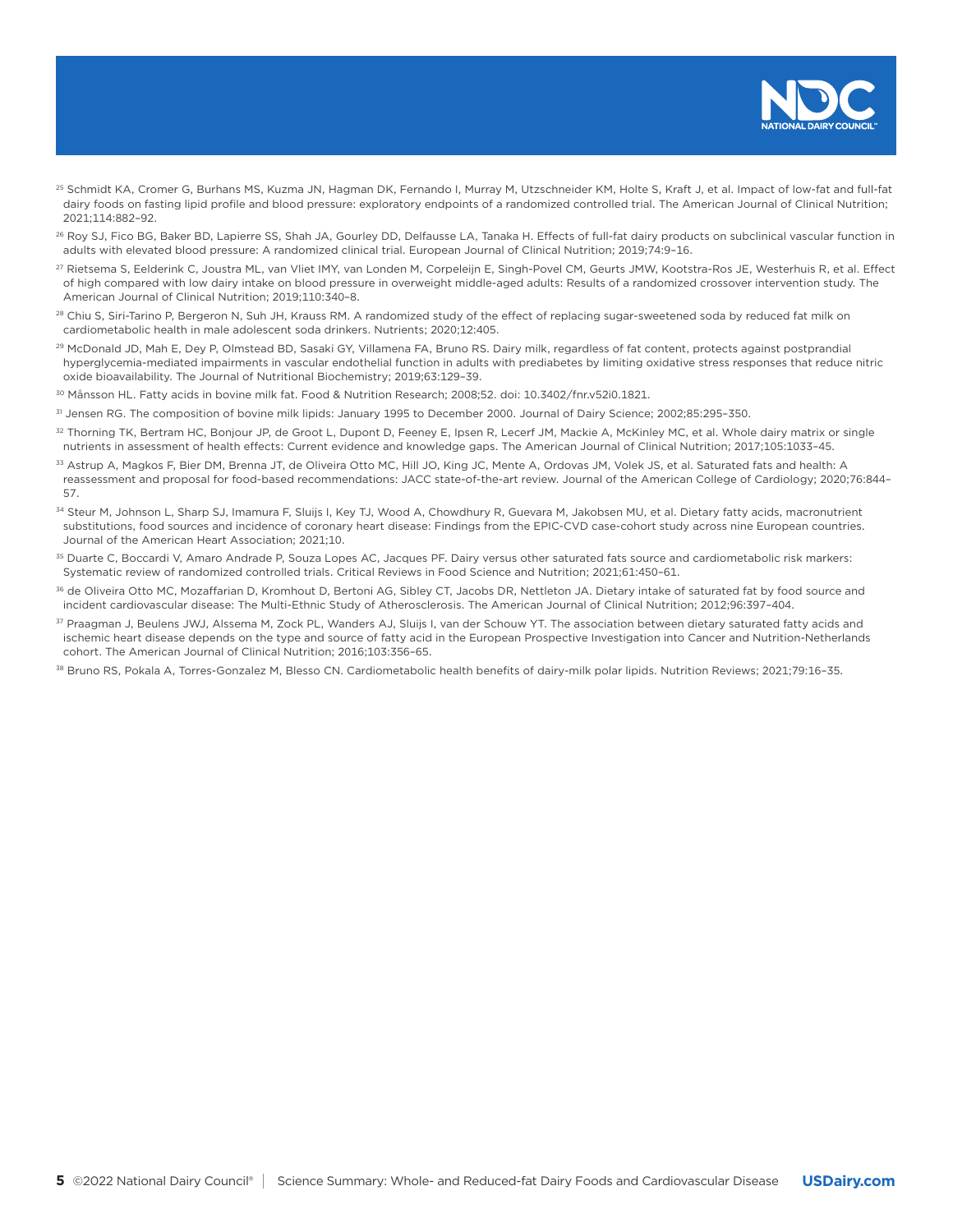[25] Schmidt KA, Cromer G, Burhans MS, Kuzma JN, Hagman DK, Fernando I, Murray M, Utzschneider KM, Holte S, Kraft J, et al. Impact of low-fat and full-fat dairy foods on fasting lipid profile and blood pressure: exploratory endpoints of a randomized controlled trial. The American Journal of Clinical Nutrition; 2021;114:882–92.

[26] Roy SJ, Fico BG, Baker BD, Lapierre SS, Shah JA, Gourley DD, Delfausse LA, Tanaka H. Effects of full-fat dairy products on subclinical vascular function in adults with elevated blood pressure: A randomized clinical trial. European Journal of Clinical Nutrition; 2019;74:9–16.

[27] Rietsema S, Eelderink C, Joustra ML, van Vliet IMY, van Londen M, Corpeleijn E, Singh-Povel CM, Geurts JMW, Kootstra-Ros JE, Westerhuis R, et al. Effect of high compared with low dairy intake on blood pressure in overweight middle-aged adults: Results of a randomized crossover intervention study. The American Journal of Clinical Nutrition; 2019;110:340–8.

[28] Chiu S, Siri-Tarino P, Bergeron N, Suh JH, Krauss RM. A randomized study of the effect of replacing sugar-sweetened soda by reduced fat milk on cardiometabolic health in male adolescent soda drinkers. Nutrients; 2020;12:405.

[29] McDonald JD, Mah E, Dey P, Olmstead BD, Sasaki GY, Villamena FA, Bruno RS. Dairy milk, regardless of fat content, protects against postprandial hyperglycemia-mediated impairments in vascular endothelial function in adults with prediabetes by limiting oxidative stress responses that reduce nitric oxide bioavailability. The Journal of Nutritional Biochemistry; 2019;63:129–39.

[30] Månsson HL. Fatty acids in bovine milk fat. Food & Nutrition Research; 2008;52. doi: 10.3402/fnr.v52i0.1821.

[31] Jensen RG. The composition of bovine milk lipids: January 1995 to December 2000. Journal of Dairy Science; 2002;85:295–350.

[32] Thorning TK, Bertram HC, Bonjour JP, de Groot L, Dupont D, Feeney E, Ipsen R, Lecerf JM, Mackie A, McKinley MC, et al. Whole dairy matrix or single nutrients in assessment of health effects: Current evidence and knowledge gaps. The American Journal of Clinical Nutrition; 2017;105:1033–45.

[33] Astrup A, Magkos F, Bier DM, Brenna JT, de Oliveira Otto MC, Hill JO, King JC, Mente A, Ordovas JM, Volek JS, et al. Saturated fats and health: A reassessment and proposal for food-based recommendations: JACC state-of-the-art review. Journal of the American College of Cardiology; 2020;76:844–57.

[34] Steur M, Johnson L, Sharp SJ, Imamura F, Sluijs I, Key TJ, Wood A, Chowdhury R, Guevara M, Jakobsen MU, et al. Dietary fatty acids, macronutrient substitutions, food sources and incidence of coronary heart disease: Findings from the EPIC-CVD case-cohort study across nine European countries. Journal of the American Heart Association; 2021;10.

[35] Duarte C, Boccardi V, Amaro Andrade P, Souza Lopes AC, Jacques PF. Dairy versus other saturated fats source and cardiometabolic risk markers: Systematic review of randomized controlled trials. Critical Reviews in Food Science and Nutrition; 2021;61:450–61.

[36] de Oliveira Otto MC, Mozaffarian D, Kromhout D, Bertoni AG, Sibley CT, Jacobs DR, Nettleton JA. Dietary intake of saturated fat by food source and incident cardiovascular disease: The Multi-Ethnic Study of Atherosclerosis. The American Journal of Clinical Nutrition; 2012;96:397–404.

[37] Praagman J, Beulens JWJ, Alssema M, Zock PL, Wanders AJ, Sluijs I, van der Schouw YT. The association between dietary saturated fatty acids and ischemic heart disease depends on the type and source of fatty acid in the European Prospective Investigation into Cancer and Nutrition-Netherlands cohort. The American Journal of Clinical Nutrition; 2016;103:356–65.

[38] Bruno RS, Pokala A, Torres-Gonzalez M, Blesso CN. Cardiometabolic health benefits of dairy-milk polar lipids. Nutrition Reviews; 2021;79:16–35.